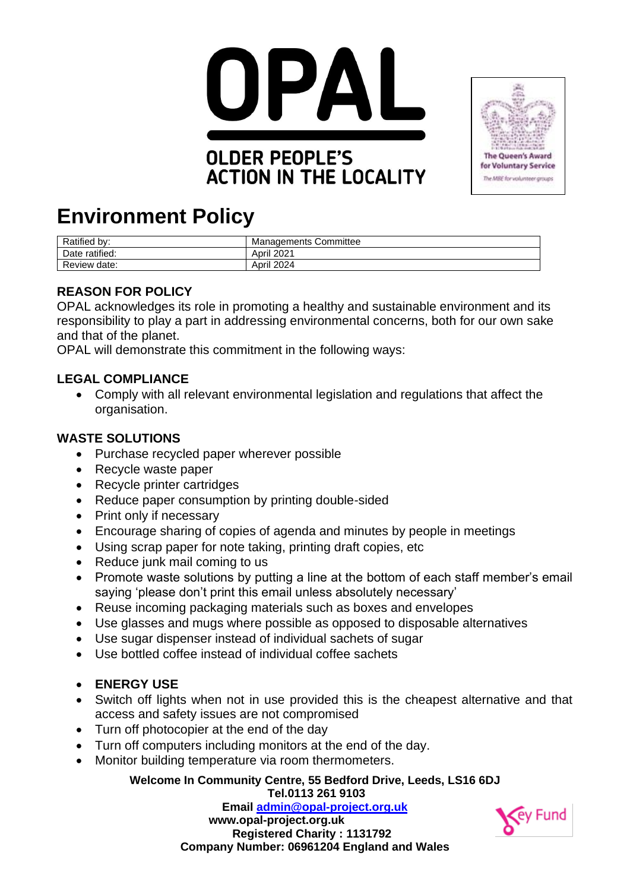# OPAL

**OLDER PEOPLE'S ACTION IN THE LOCALITY**

The Queen's Award for Voluntary Service
*The MBE for volunteer groups*

# Environment Policy

| Ratified by: | Managements Committee |
|---|---|
| Date ratified: | April 2021 |
| Review date: | April 2024 |

## REASON FOR POLICY

OPAL acknowledges its role in promoting a healthy and sustainable environment and its responsibility to play a part in addressing environmental concerns, both for our own sake and that of the planet.

OPAL will demonstrate this commitment in the following ways:

## LEGAL COMPLIANCE

- Comply with all relevant environmental legislation and regulations that affect the organisation.

## WASTE SOLUTIONS

- Purchase recycled paper wherever possible
- Recycle waste paper
- Recycle printer cartridges
- Reduce paper consumption by printing double-sided
- Print only if necessary
- Encourage sharing of copies of agenda and minutes by people in meetings
- Using scrap paper for note taking, printing draft copies, etc
- Reduce junk mail coming to us
- Promote waste solutions by putting a line at the bottom of each staff member's email saying 'please don't print this email unless absolutely necessary'
- Reuse incoming packaging materials such as boxes and envelopes
- Use glasses and mugs where possible as opposed to disposable alternatives
- Use sugar dispenser instead of individual sachets of sugar
- Use bottled coffee instead of individual coffee sachets

- **ENERGY USE**
- Switch off lights when not in use provided this is the cheapest alternative and that access and safety issues are not compromised
- Turn off photocopier at the end of the day
- Turn off computers including monitors at the end of the day.
- Monitor building temperature via room thermometers.

**Welcome In Community Centre, 55 Bedford Drive, Leeds, LS16 6DJ**
**Tel.0113 261 9103**
**Email admin@opal-project.org.uk**
**www.opal-project.org.uk**
**Registered Charity : 1131792**
**Company Number: 06961204 England and Wales**

Key Fund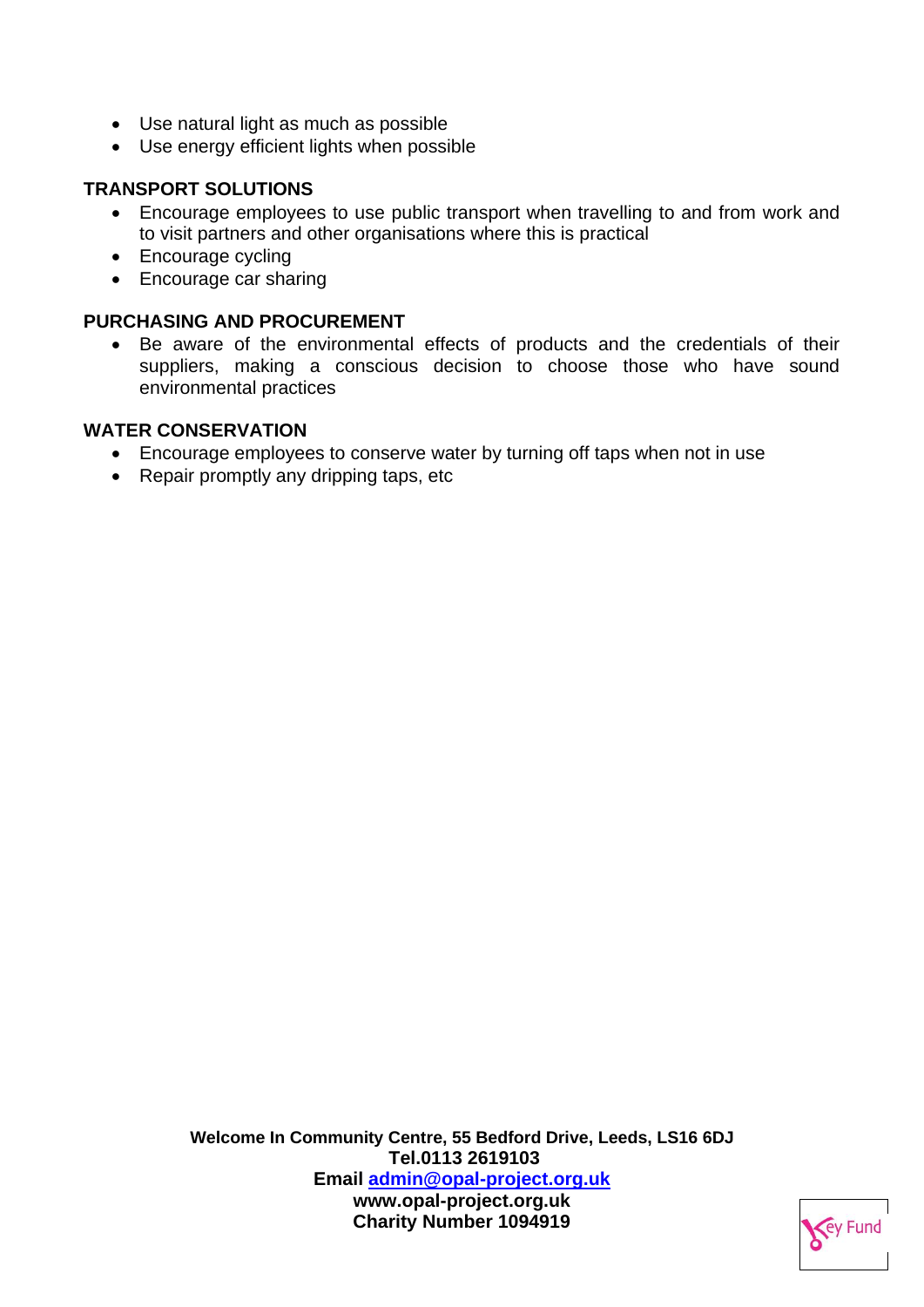- Use natural light as much as possible
- Use energy efficient lights when possible

**TRANSPORT SOLUTIONS**

- Encourage employees to use public transport when travelling to and from work and to visit partners and other organisations where this is practical
- Encourage cycling
- Encourage car sharing

**PURCHASING AND PROCUREMENT**

- Be aware of the environmental effects of products and the credentials of their suppliers, making a conscious decision to choose those who have sound environmental practices

**WATER CONSERVATION**

- Encourage employees to conserve water by turning off taps when not in use
- Repair promptly any dripping taps, etc

**Welcome In Community Centre, 55 Bedford Drive, Leeds, LS16 6DJ**
**Tel.0113 2619103**
**Email [admin@opal-project.org.uk](mailto:admin@opal-project.org.uk)**
**www.opal-project.org.uk**
**Charity Number 1094919**

Key Fund